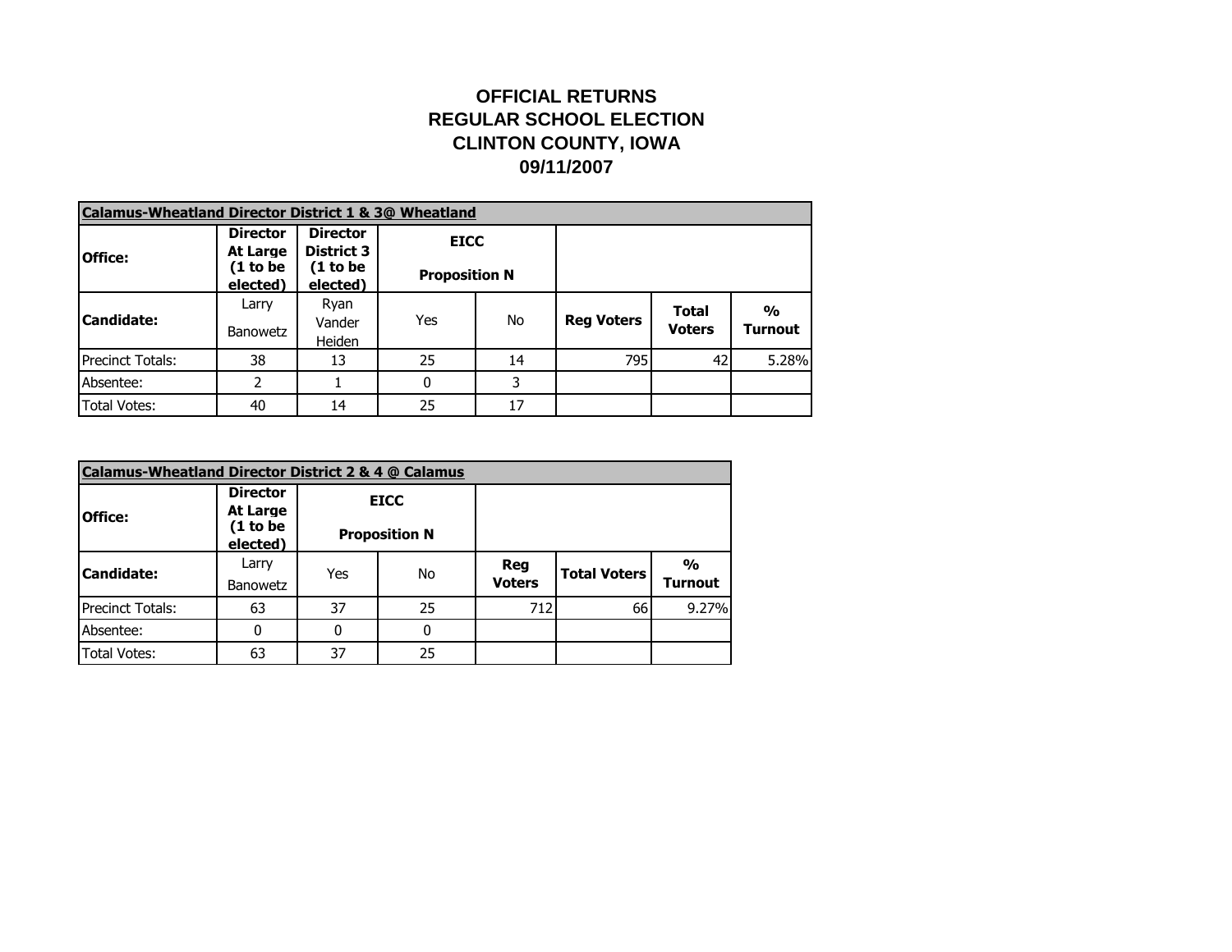# OFFICIAL RETURNS
# REGULAR SCHOOL ELECTION
# CLINTON COUNTY, IOWA
# 09/11/2007

| **Calamus-Wheatland Director District 1 & 3@ Wheatland** | | | | | | | |
|---|---|---|---|---|---|---|---|
| **Office:** | **Director At Large (1 to be elected)** | **Director District 3 (1 to be elected)** | **EICC Proposition N** | | | | |
| **Candidate:** | Larry Banowetz | Ryan Vander Heiden | Yes | No | **Reg Voters** | **Total Voters** | **% Turnout** |
| Precinct Totals: | 38 | 13 | 25 | 14 | 795 | 42 | 5.28% |
| Absentee: | 2 | 1 | 0 | 3 | | | |
| Total Votes: | 40 | 14 | 25 | 17 | | | |

| **Calamus-Wheatland Director District 2 & 4 @ Calamus** | | | | | | |
|---|---|---|---|---|---|---|
| **Office:** | **Director At Large (1 to be elected)** | **EICC Proposition N** | | | | |
| **Candidate:** | Larry Banowetz | Yes | No | **Reg Voters** | **Total Voters** | **% Turnout** |
| Precinct Totals: | 63 | 37 | 25 | 712 | 66 | 9.27% |
| Absentee: | 0 | 0 | 0 | | | |
| Total Votes: | 63 | 37 | 25 | | | |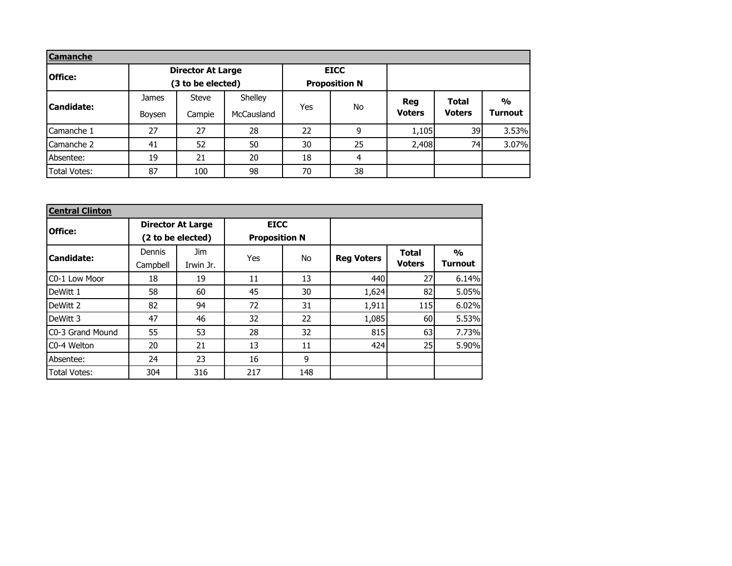| **Camanche** | | | | | | | | |
|---|---|---|---|---|---|---|---|---|
| **Office:** | **Director At Large (3 to be elected)** | | | **EICC Proposition N** | | | | |
| **Candidate:** | James Boysen | Steve Campie | Shelley McCausland | Yes | No | **Reg Voters** | **Total Voters** | **% Turnout** |
| Camanche 1 | 27 | 27 | 28 | 22 | 9 | 1,105 | 39 | 3.53% |
| Camanche 2 | 41 | 52 | 50 | 30 | 25 | 2,408 | 74 | 3.07% |
| Absentee: | 19 | 21 | 20 | 18 | 4 | | | |
| Total Votes: | 87 | 100 | 98 | 70 | 38 | | | |

| **Central Clinton** | | | | | | | |
|---|---|---|---|---|---|---|---|
| **Office:** | **Director At Large (2 to be elected)** | | **EICC Proposition N** | | | | |
| **Candidate:** | Dennis Campbell | Jim Irwin Jr. | Yes | No | **Reg Voters** | **Total Voters** | **% Turnout** |
| C0-1 Low Moor | 18 | 19 | 11 | 13 | 440 | 27 | 6.14% |
| DeWitt 1 | 58 | 60 | 45 | 30 | 1,624 | 82 | 5.05% |
| DeWitt 2 | 82 | 94 | 72 | 31 | 1,911 | 115 | 6.02% |
| DeWitt 3 | 47 | 46 | 32 | 22 | 1,085 | 60 | 5.53% |
| C0-3 Grand Mound | 55 | 53 | 28 | 32 | 815 | 63 | 7.73% |
| C0-4 Welton | 20 | 21 | 13 | 11 | 424 | 25 | 5.90% |
| Absentee: | 24 | 23 | 16 | 9 | | | |
| Total Votes: | 304 | 316 | 217 | 148 | | | |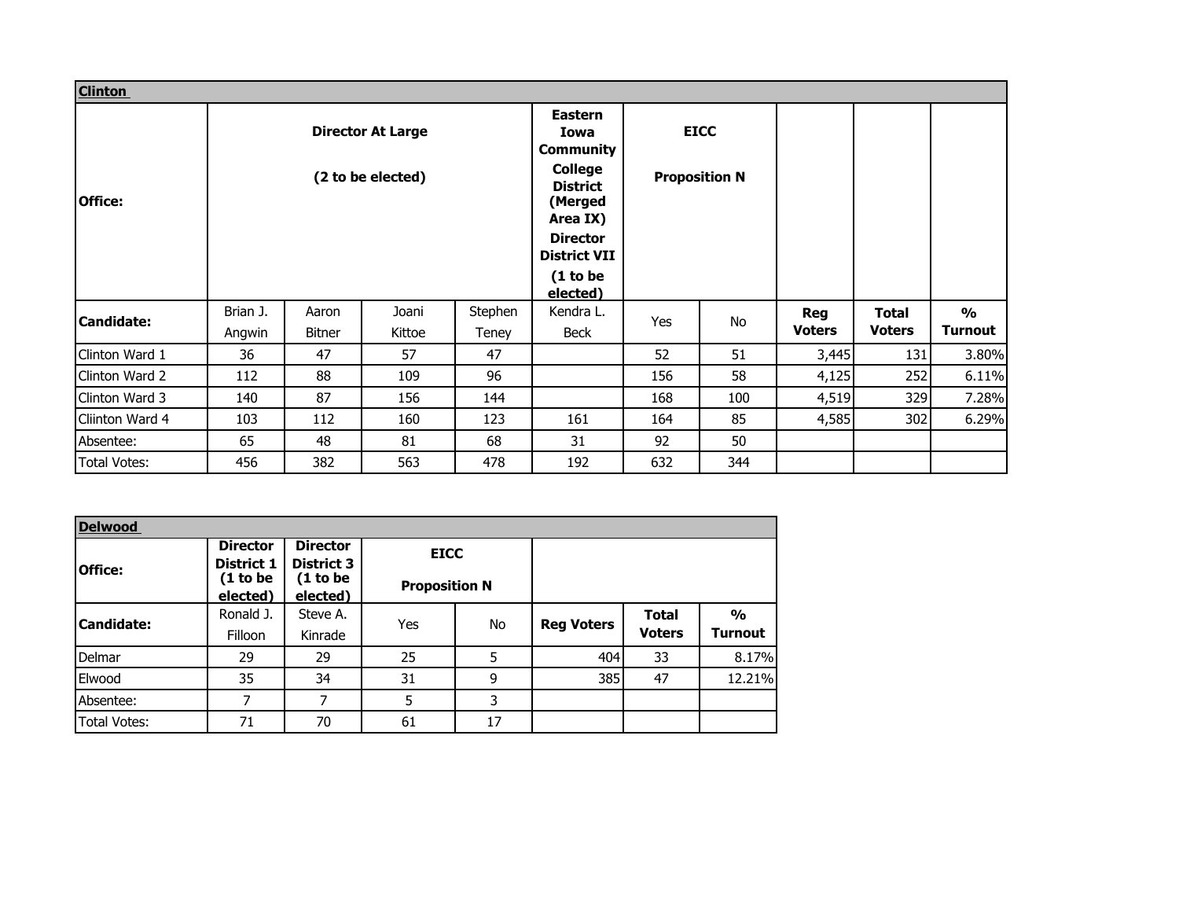| **Clinton** | | | | | | | | | | |
|---|---|---|---|---|---|---|---|---|---|---|
| **Office:** | **Director At Large (2 to be elected)** | | | | **Eastern Iowa Community College District (Merged Area IX) Director District VII (1 to be elected)** | **EICC Proposition N** | | | | |
| **Candidate:** | Brian J. Angwin | Aaron Bitner | Joani Kittoe | Stephen Teney | Kendra L. Beck | Yes | No | **Reg Voters** | **Total Voters** | **% Turnout** |
| Clinton Ward 1 | 36 | 47 | 57 | 47 | | 52 | 51 | 3,445 | 131 | 3.80% |
| Clinton Ward 2 | 112 | 88 | 109 | 96 | | 156 | 58 | 4,125 | 252 | 6.11% |
| Clinton Ward 3 | 140 | 87 | 156 | 144 | | 168 | 100 | 4,519 | 329 | 7.28% |
| Cliinton Ward 4 | 103 | 112 | 160 | 123 | 161 | 164 | 85 | 4,585 | 302 | 6.29% |
| Absentee: | 65 | 48 | 81 | 68 | 31 | 92 | 50 | | | |
| Total Votes: | 456 | 382 | 563 | 478 | 192 | 632 | 344 | | | |

| **Delwood** | | | | | | | |
|---|---|---|---|---|---|---|---|
| **Office:** | **Director District 1 (1 to be elected)** | **Director District 3 (1 to be elected)** | **EICC Proposition N** | | | | |
| **Candidate:** | Ronald J. Filloon | Steve A. Kinrade | Yes | No | **Reg Voters** | **Total Voters** | **% Turnout** |
| Delmar | 29 | 29 | 25 | 5 | 404 | 33 | 8.17% |
| Elwood | 35 | 34 | 31 | 9 | 385 | 47 | 12.21% |
| Absentee: | 7 | 7 | 5 | 3 | | | |
| Total Votes: | 71 | 70 | 61 | 17 | | | |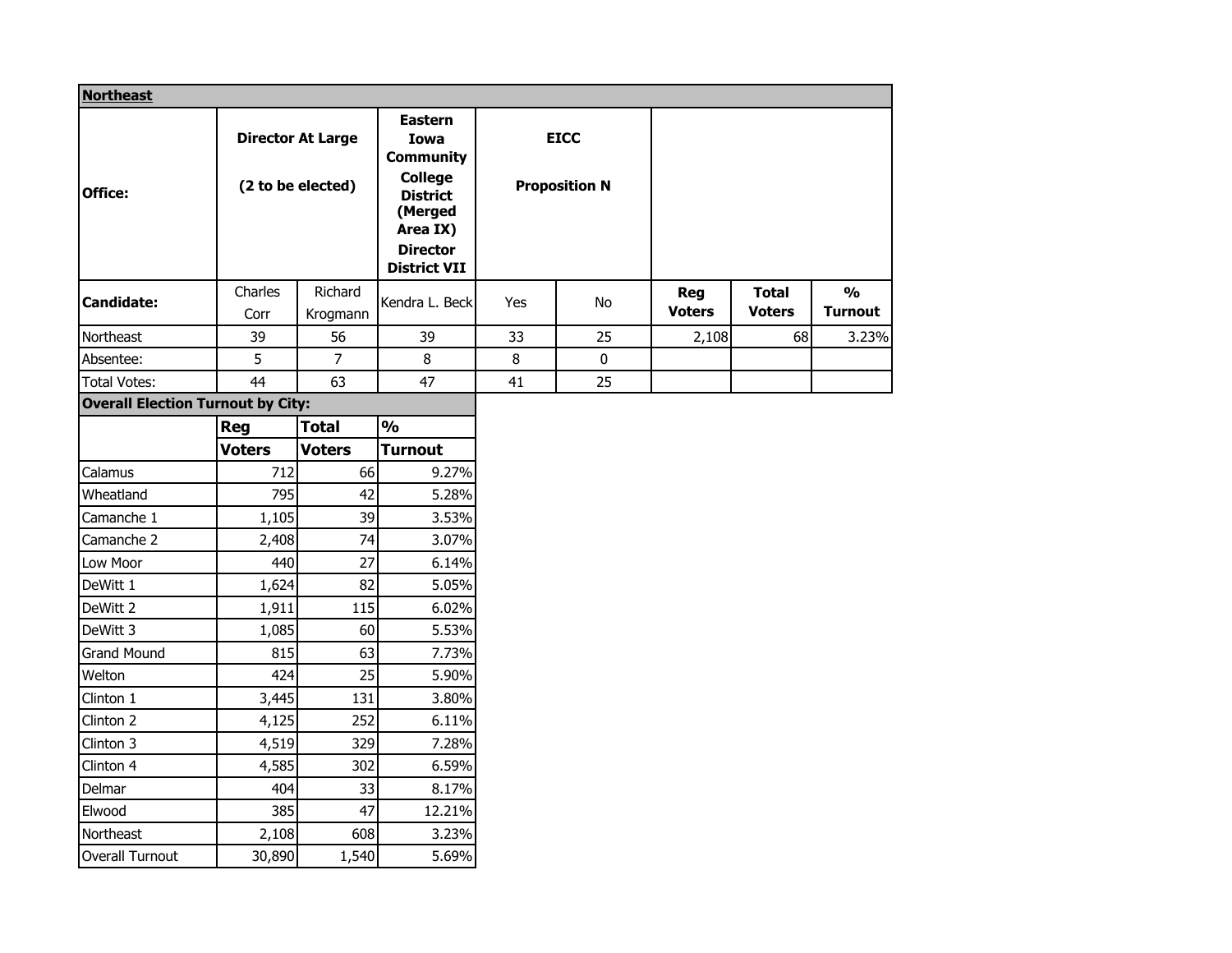| Northeast | | | | | | | | |
|---|---|---|---|---|---|---|---|---|
| Office: | Director At Large (2 to be elected) | | Eastern Iowa Community College District (Merged Area IX) Director District VII | EICC Proposition N | | | | |
| Candidate: | Charles Corr | Richard Krogmann | Kendra L. Beck | Yes | No | Reg Voters | Total Voters | % Turnout |
| Northeast | 39 | 56 | 39 | 33 | 25 | 2,108 | 68 | 3.23% |
| Absentee: | 5 | 7 | 8 | 8 | 0 | | | |
| Total Votes: | 44 | 63 | 47 | 41 | 25 | | | |

**Overall Election Turnout by City:**

| | Reg Voters | Total Voters | % Turnout |
|---|---|---|---|
| Calamus | 712 | 66 | 9.27% |
| Wheatland | 795 | 42 | 5.28% |
| Camanche 1 | 1,105 | 39 | 3.53% |
| Camanche 2 | 2,408 | 74 | 3.07% |
| Low Moor | 440 | 27 | 6.14% |
| DeWitt 1 | 1,624 | 82 | 5.05% |
| DeWitt 2 | 1,911 | 115 | 6.02% |
| DeWitt 3 | 1,085 | 60 | 5.53% |
| Grand Mound | 815 | 63 | 7.73% |
| Welton | 424 | 25 | 5.90% |
| Clinton 1 | 3,445 | 131 | 3.80% |
| Clinton 2 | 4,125 | 252 | 6.11% |
| Clinton 3 | 4,519 | 329 | 7.28% |
| Clinton 4 | 4,585 | 302 | 6.59% |
| Delmar | 404 | 33 | 8.17% |
| Elwood | 385 | 47 | 12.21% |
| Northeast | 2,108 | 608 | 3.23% |
| Overall Turnout | 30,890 | 1,540 | 5.69% |